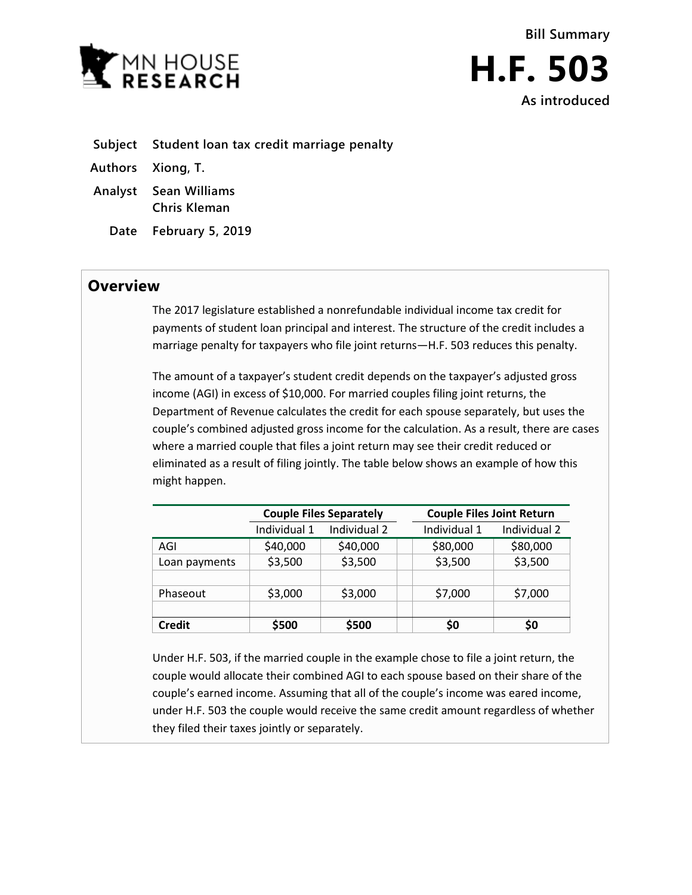MN HOUSE RESEARCH

Bill Summary

# H.F. 503

As introduced

**Subject** Student loan tax credit marriage penalty

**Authors** Xiong, T.

**Analyst** Sean Williams
Chris Kleman

**Date** February 5, 2019

## Overview

The 2017 legislature established a nonrefundable individual income tax credit for payments of student loan principal and interest. The structure of the credit includes a marriage penalty for taxpayers who file joint returns—H.F. 503 reduces this penalty.

The amount of a taxpayer's student credit depends on the taxpayer's adjusted gross income (AGI) in excess of $10,000. For married couples filing joint returns, the Department of Revenue calculates the credit for each spouse separately, but uses the couple's combined adjusted gross income for the calculation. As a result, there are cases where a married couple that files a joint return may see their credit reduced or eliminated as a result of filing jointly. The table below shows an example of how this might happen.

| | Couple Files Separately | | Couple Files Joint Return | |
|---|---|---|---|---|
| | Individual 1 | Individual 2 | Individual 1 | Individual 2 |
| AGI | $40,000 | $40,000 | $80,000 | $80,000 |
| Loan payments | $3,500 | $3,500 | $3,500 | $3,500 |
| | | | | |
| Phaseout | $3,000 | $3,000 | $7,000 | $7,000 |
| | | | | |
| **Credit** | **$500** | **$500** | **$0** | **$0** |

Under H.F. 503, if the married couple in the example chose to file a joint return, the couple would allocate their combined AGI to each spouse based on their share of the couple's earned income. Assuming that all of the couple's income was eared income, under H.F. 503 the couple would receive the same credit amount regardless of whether they filed their taxes jointly or separately.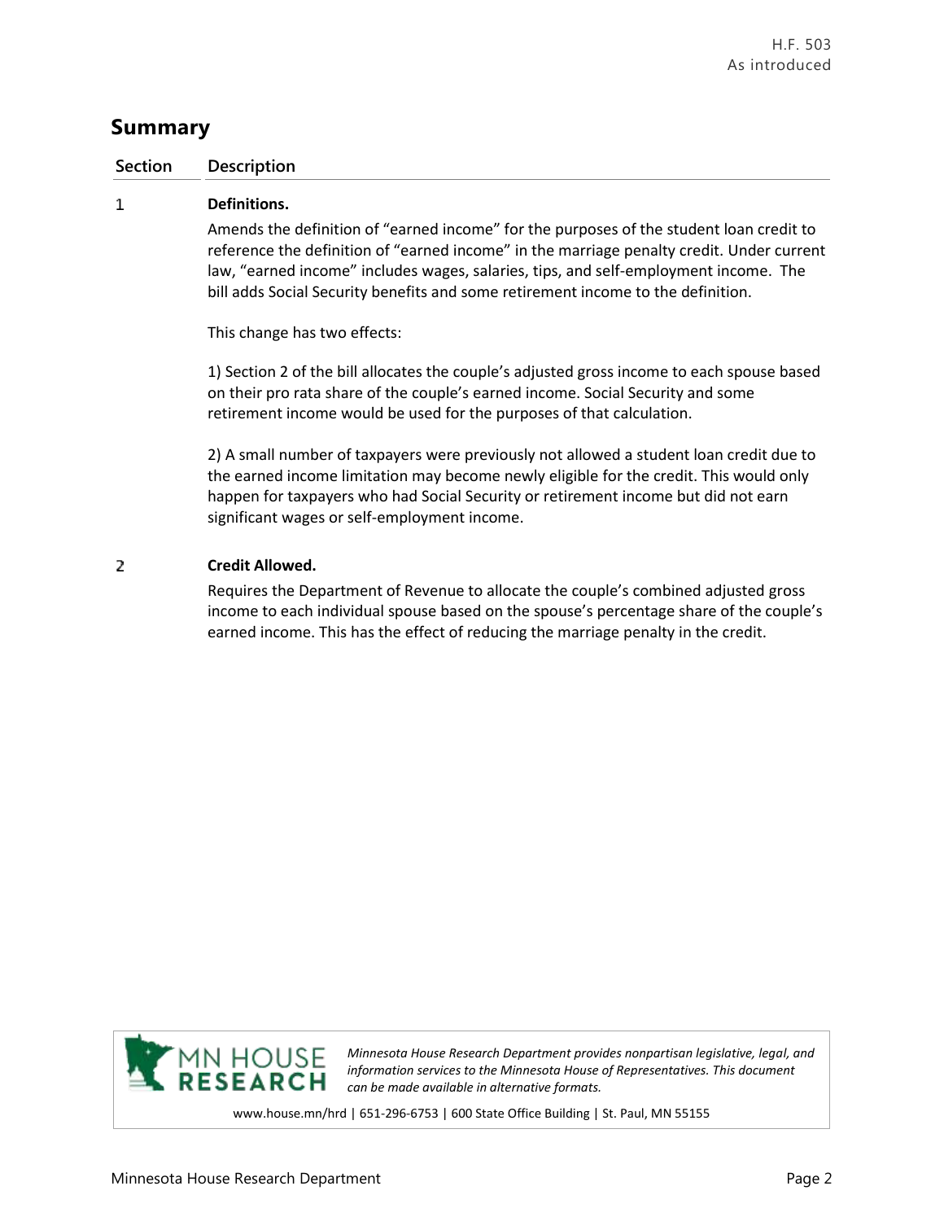## Summary

| Section | Description |
| --- | --- |
| 1 | **Definitions.**<br><br>Amends the definition of "earned income" for the purposes of the student loan credit to reference the definition of "earned income" in the marriage penalty credit. Under current law, "earned income" includes wages, salaries, tips, and self-employment income. The bill adds Social Security benefits and some retirement income to the definition.<br><br>This change has two effects:<br><br>1) Section 2 of the bill allocates the couple's adjusted gross income to each spouse based on their pro rata share of the couple's earned income. Social Security and some retirement income would be used for the purposes of that calculation.<br><br>2) A small number of taxpayers were previously not allowed a student loan credit due to the earned income limitation may become newly eligible for the credit. This would only happen for taxpayers who had Social Security or retirement income but did not earn significant wages or self-employment income. |
| 2 | **Credit Allowed.**<br><br>Requires the Department of Revenue to allocate the couple's combined adjusted gross income to each individual spouse based on the spouse's percentage share of the couple's earned income. This has the effect of reducing the marriage penalty in the credit. |

MN HOUSE RESEARCH

*Minnesota House Research Department provides nonpartisan legislative, legal, and information services to the Minnesota House of Representatives. This document can be made available in alternative formats.*

www.house.mn/hrd | 651-296-6753 | 600 State Office Building | St. Paul, MN 55155